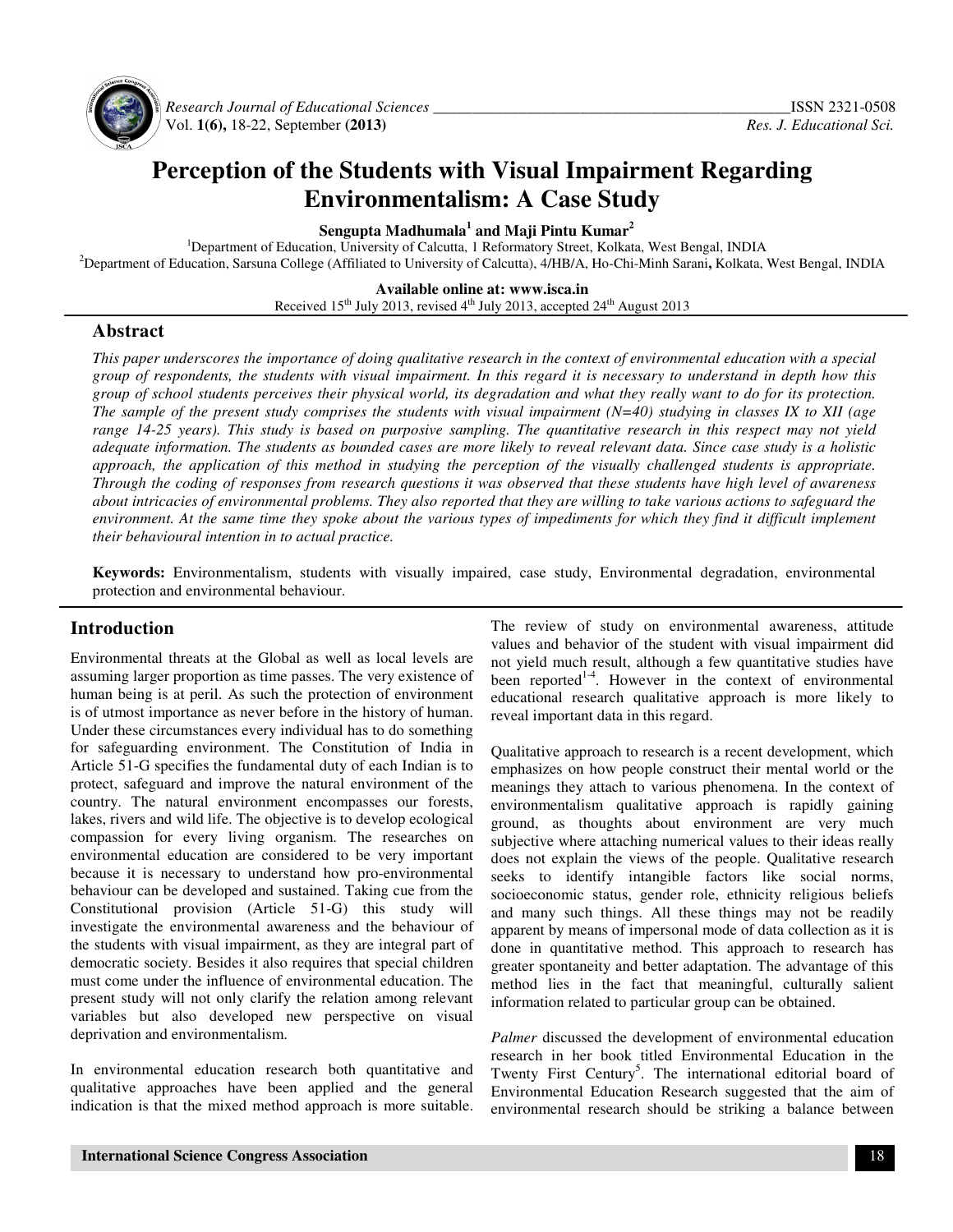# Perception of the Students with Visual Impairment Regarding Environmentalism: A Case Study

**Sengupta Madhumala[1] and Maji Pintu Kumar[2]**

[1]Department of Education, University of Calcutta, 1 Reformatory Street, Kolkata, West Bengal, INDIA
[2]Department of Education, Sarsuna College (Affiliated to University of Calcutta), 4/HB/A, Ho-Chi-Minh Sarani, Kolkata, West Bengal, INDIA

**Available online at: www.isca.in**
Received 15th July 2013, revised 4th July 2013, accepted 24th August 2013

## Abstract

*This paper underscores the importance of doing qualitative research in the context of environmental education with a special group of respondents, the students with visual impairment. In this regard it is necessary to understand in depth how this group of school students perceives their physical world, its degradation and what they really want to do for its protection. The sample of the present study comprises the students with visual impairment (N=40) studying in classes IX to XII (age range 14-25 years). This study is based on purposive sampling. The quantitative research in this respect may not yield adequate information. The students as bounded cases are more likely to reveal relevant data. Since case study is a holistic approach, the application of this method in studying the perception of the visually challenged students is appropriate. Through the coding of responses from research questions it was observed that these students have high level of awareness about intricacies of environmental problems. They also reported that they are willing to take various actions to safeguard the environment. At the same time they spoke about the various types of impediments for which they find it difficult implement their behavioural intention in to actual practice.*

**Keywords:** Environmentalism, students with visually impaired, case study, Environmental degradation, environmental protection and environmental behaviour.

## Introduction

Environmental threats at the Global as well as local levels are assuming larger proportion as time passes. The very existence of human being is at peril. As such the protection of environment is of utmost importance as never before in the history of human. Under these circumstances every individual has to do something for safeguarding environment. The Constitution of India in Article 51-G specifies the fundamental duty of each Indian is to protect, safeguard and improve the natural environment of the country. The natural environment encompasses our forests, lakes, rivers and wild life. The objective is to develop ecological compassion for every living organism. The researches on environmental education are considered to be very important because it is necessary to understand how pro-environmental behaviour can be developed and sustained. Taking cue from the Constitutional provision (Article 51-G) this study will investigate the environmental awareness and the behaviour of the students with visual impairment, as they are integral part of democratic society. Besides it also requires that special children must come under the influence of environmental education. The present study will not only clarify the relation among relevant variables but also developed new perspective on visual deprivation and environmentalism.

In environmental education research both quantitative and qualitative approaches have been applied and the general indication is that the mixed method approach is more suitable. The review of study on environmental awareness, attitude values and behavior of the student with visual impairment did not yield much result, although a few quantitative studies have been reported[1-4]. However in the context of environmental educational research qualitative approach is more likely to reveal important data in this regard.

Qualitative approach to research is a recent development, which emphasizes on how people construct their mental world or the meanings they attach to various phenomena. In the context of environmentalism qualitative approach is rapidly gaining ground, as thoughts about environment are very much subjective where attaching numerical values to their ideas really does not explain the views of the people. Qualitative research seeks to identify intangible factors like social norms, socioeconomic status, gender role, ethnicity religious beliefs and many such things. All these things may not be readily apparent by means of impersonal mode of data collection as it is done in quantitative method. This approach to research has greater spontaneity and better adaptation. The advantage of this method lies in the fact that meaningful, culturally salient information related to particular group can be obtained.

*Palmer* discussed the development of environmental education research in her book titled Environmental Education in the Twenty First Century[5]. The international editorial board of Environmental Education Research suggested that the aim of environmental research should be striking a balance between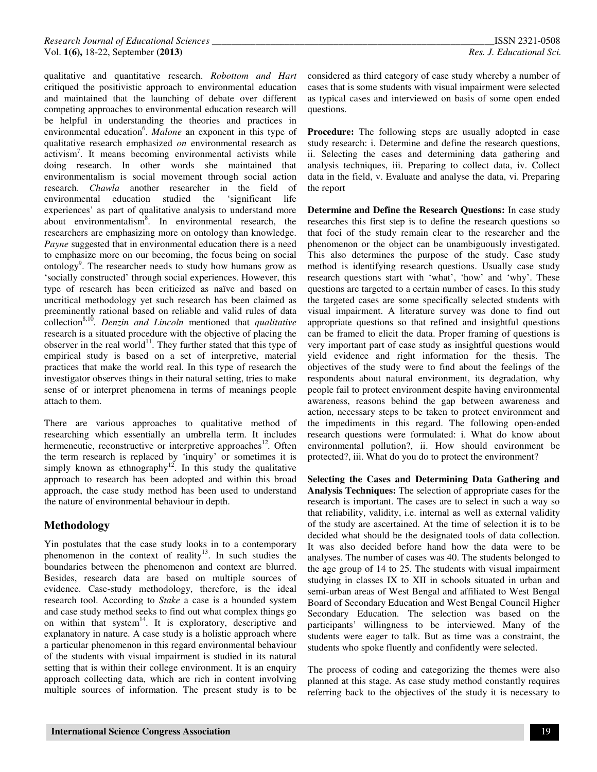qualitative and quantitative research. *Robottom and Hart* critiqued the positivistic approach to environmental education and maintained that the launching of debate over different competing approaches to environmental education research will be helpful in understanding the theories and practices in environmental education[6]. *Malone* an exponent in this type of qualitative research emphasized *on* environmental research as activism[7]. It means becoming environmental activists while doing research. In other words she maintained that environmentalism is social movement through social action research. *Chawla* another researcher in the field of environmental education studied the 'significant life experiences' as part of qualitative analysis to understand more about environmentalism[8]. In environmental research, the researchers are emphasizing more on ontology than knowledge. *Payne* suggested that in environmental education there is a need to emphasize more on our becoming, the focus being on social ontology[9]. The researcher needs to study how humans grow as 'socially constructed' through social experiences. However, this type of research has been criticized as naïve and based on uncritical methodology yet such research has been claimed as preeminently rational based on reliable and valid rules of data collection[8,10]. *Denzin and Lincoln* mentioned that *qualitative* research is a situated procedure with the objective of placing the observer in the real world[11]. They further stated that this type of empirical study is based on a set of interpretive, material practices that make the world real. In this type of research the investigator observes things in their natural setting, tries to make sense of or interpret phenomena in terms of meanings people attach to them.

There are various approaches to qualitative method of researching which essentially an umbrella term. It includes hermeneutic, reconstructive or interpretive approaches[12]. Often the term research is replaced by 'inquiry' or sometimes it is simply known as ethnography[12]. In this study the qualitative approach to research has been adopted and within this broad approach, the case study method has been used to understand the nature of environmental behaviour in depth.

## Methodology

Yin postulates that the case study looks in to a contemporary phenomenon in the context of reality[13]. In such studies the boundaries between the phenomenon and context are blurred. Besides, research data are based on multiple sources of evidence. Case-study methodology, therefore, is the ideal research tool. According to *Stake* a case is a bounded system and case study method seeks to find out what complex things go on within that system[14]. It is exploratory, descriptive and explanatory in nature. A case study is a holistic approach where a particular phenomenon in this regard environmental behaviour of the students with visual impairment is studied in its natural setting that is within their college environment. It is an enquiry approach collecting data, which are rich in content involving multiple sources of information. The present study is to be considered as third category of case study whereby a number of cases that is some students with visual impairment were selected as typical cases and interviewed on basis of some open ended questions.

**Procedure:** The following steps are usually adopted in case study research: i. Determine and define the research questions, ii. Selecting the cases and determining data gathering and analysis techniques, iii. Preparing to collect data, iv. Collect data in the field, v. Evaluate and analyse the data, vi. Preparing the report

**Determine and Define the Research Questions:** In case study researches this first step is to define the research questions so that foci of the study remain clear to the researcher and the phenomenon or the object can be unambiguously investigated. This also determines the purpose of the study. Case study method is identifying research questions. Usually case study research questions start with 'what', 'how' and 'why'. These questions are targeted to a certain number of cases. In this study the targeted cases are some specifically selected students with visual impairment. A literature survey was done to find out appropriate questions so that refined and insightful questions can be framed to elicit the data. Proper framing of questions is very important part of case study as insightful questions would yield evidence and right information for the thesis. The objectives of the study were to find about the feelings of the respondents about natural environment, its degradation, why people fail to protect environment despite having environmental awareness, reasons behind the gap between awareness and action, necessary steps to be taken to protect environment and the impediments in this regard. The following open-ended research questions were formulated: i. What do know about environmental pollution?, ii. How should environment be protected?, iii. What do you do to protect the environment?

**Selecting the Cases and Determining Data Gathering and Analysis Techniques:** The selection of appropriate cases for the research is important. The cases are to select in such a way so that reliability, validity, i.e. internal as well as external validity of the study are ascertained. At the time of selection it is to be decided what should be the designated tools of data collection. It was also decided before hand how the data were to be analyses. The number of cases was 40. The students belonged to the age group of 14 to 25. The students with visual impairment studying in classes IX to XII in schools situated in urban and semi-urban areas of West Bengal and affiliated to West Bengal Board of Secondary Education and West Bengal Council Higher Secondary Education. The selection was based on the participants' willingness to be interviewed. Many of the students were eager to talk. But as time was a constraint, the students who spoke fluently and confidently were selected.

The process of coding and categorizing the themes were also planned at this stage. As case study method constantly requires referring back to the objectives of the study it is necessary to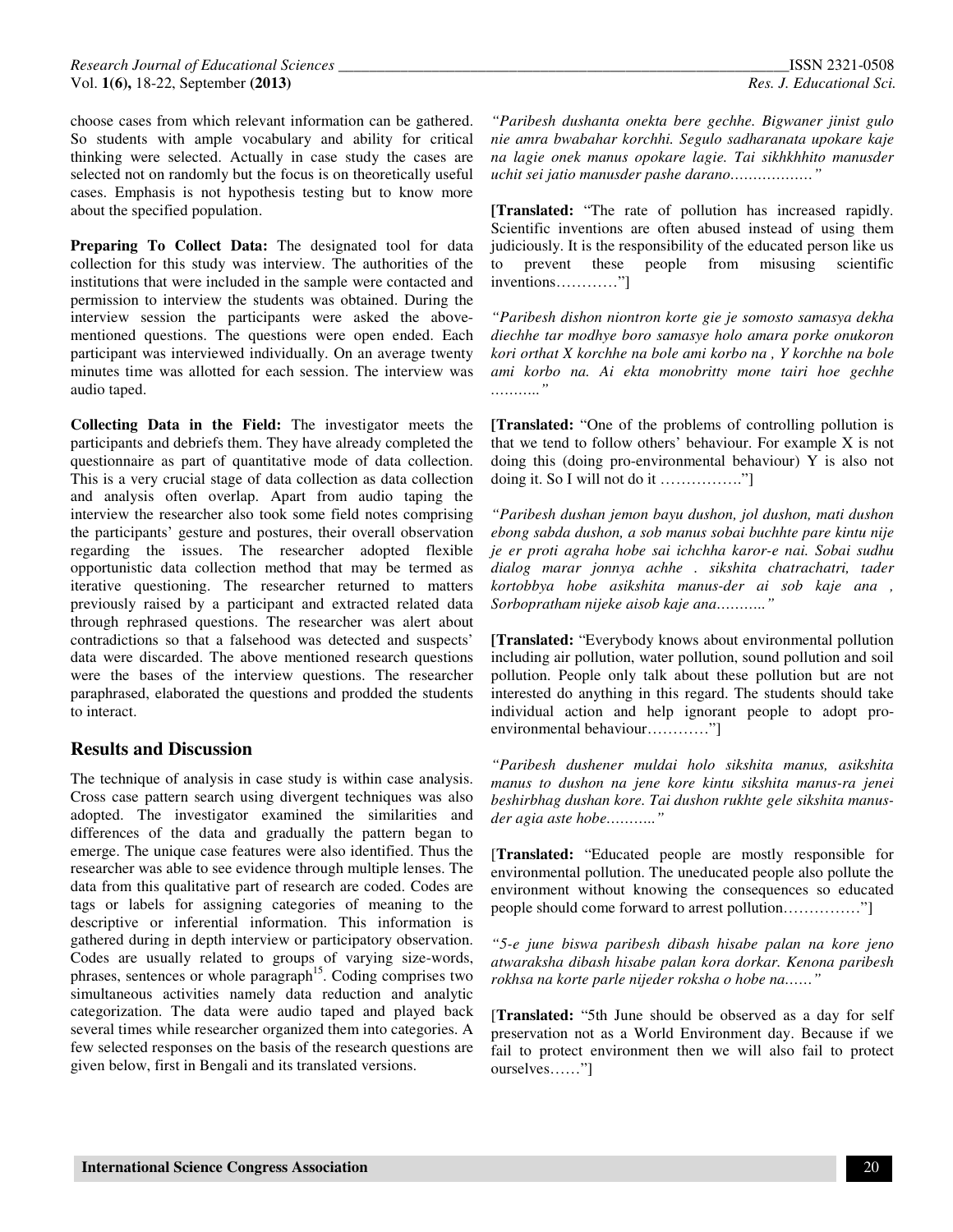choose cases from which relevant information can be gathered. So students with ample vocabulary and ability for critical thinking were selected. Actually in case study the cases are selected not on randomly but the focus is on theoretically useful cases. Emphasis is not hypothesis testing but to know more about the specified population.

**Preparing To Collect Data:** The designated tool for data collection for this study was interview. The authorities of the institutions that were included in the sample were contacted and permission to interview the students was obtained. During the interview session the participants were asked the above-mentioned questions. The questions were open ended. Each participant was interviewed individually. On an average twenty minutes time was allotted for each session. The interview was audio taped.

**Collecting Data in the Field:** The investigator meets the participants and debriefs them. They have already completed the questionnaire as part of quantitative mode of data collection. This is a very crucial stage of data collection as data collection and analysis often overlap. Apart from audio taping the interview the researcher also took some field notes comprising the participants' gesture and postures, their overall observation regarding the issues. The researcher adopted flexible opportunistic data collection method that may be termed as iterative questioning. The researcher returned to matters previously raised by a participant and extracted related data through rephrased questions. The researcher was alert about contradictions so that a falsehood was detected and suspects' data were discarded. The above mentioned research questions were the bases of the interview questions. The researcher paraphrased, elaborated the questions and prodded the students to interact.

## Results and Discussion

The technique of analysis in case study is within case analysis. Cross case pattern search using divergent techniques was also adopted. The investigator examined the similarities and differences of the data and gradually the pattern began to emerge. The unique case features were also identified. Thus the researcher was able to see evidence through multiple lenses. The data from this qualitative part of research are coded. Codes are tags or labels for assigning categories of meaning to the descriptive or inferential information. This information is gathered during in depth interview or participatory observation. Codes are usually related to groups of varying size-words, phrases, sentences or whole paragraph[15]. Coding comprises two simultaneous activities namely data reduction and analytic categorization. The data were audio taped and played back several times while researcher organized them into categories. A few selected responses on the basis of the research questions are given below, first in Bengali and its translated versions.

*"Paribesh dushanta onekta bere gechhe. Bigwaner jinist gulo nie amra bwabahar korchhi. Segulo sadharanata upokare kaje na lagie onek manus opokare lagie. Tai sikhkhhito manusder uchit sei jatio manusder pashe darano………………"*

**[Translated:** "The rate of pollution has increased rapidly. Scientific inventions are often abused instead of using them judiciously. It is the responsibility of the educated person like us to prevent these people from misusing scientific inventions…………"]

*"Paribesh dishon niontron korte gie je somosto samasya dekha diechhe tar modhye boro samasye holo amara porke onukoron kori orthat X korchhe na bole ami korbo na , Y korchhe na bole ami korbo na. Ai ekta monobritty mone tairi hoe gechhe ………."*

**[Translated:** "One of the problems of controlling pollution is that we tend to follow others' behaviour. For example X is not doing this (doing pro-environmental behaviour) Y is also not doing it. So I will not do it ……………."]

*"Paribesh dushan jemon bayu dushon, jol dushon, mati dushon ebong sabda dushon, a sob manus sobai buchhte pare kintu nije je er proti agraha hobe sai ichchha karor-e nai. Sobai sudhu dialog marar jonnya achhe . sikshita chatrachatri, tader kortobbya hobe asikshita manus-der ai sob kaje ana , Sorbopratham nijeke aisob kaje ana………."*

**[Translated:** "Everybody knows about environmental pollution including air pollution, water pollution, sound pollution and soil pollution. People only talk about these pollution but are not interested do anything in this regard. The students should take individual action and help ignorant people to adopt pro-environmental behaviour…………"]

*"Paribesh dushener muldai holo sikshita manus, asikshita manus to dushon na jene kore kintu sikshita manus-ra jenei beshirbhag dushan kore. Tai dushon rukhte gele sikshita manus-der agia aste hobe………."*

[**Translated:** "Educated people are mostly responsible for environmental pollution. The uneducated people also pollute the environment without knowing the consequences so educated people should come forward to arrest pollution……………"]

*"5-e june biswa paribesh dibash hisabe palan na kore jeno atwaraksha dibash hisabe palan kora dorkar. Kenona paribesh rokhsa na korte parle nijeder roksha o hobe na……"*

[**Translated:** "5th June should be observed as a day for self preservation not as a World Environment day. Because if we fail to protect environment then we will also fail to protect ourselves……"]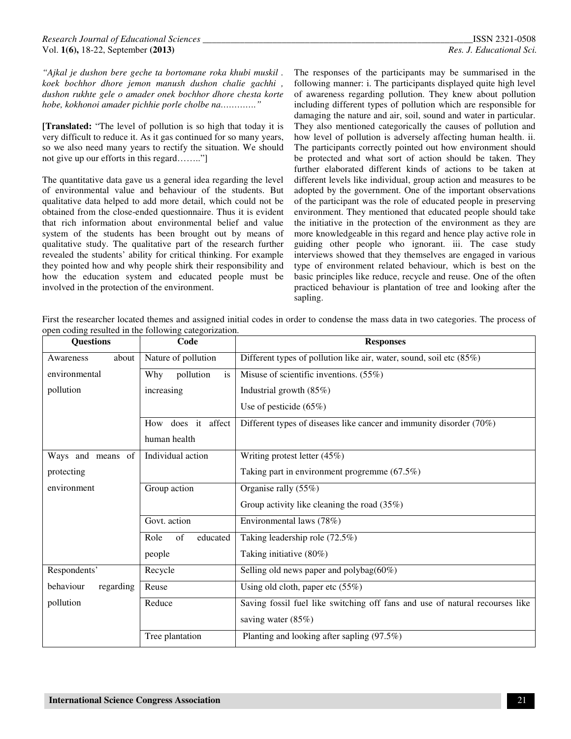*"Ajkal je dushon bere geche ta bortomane roka khubi muskil . koek bochhor dhore jemon manush dushon chalie gachhi , dushon rukhte gele o amader onek bochhor dhore chesta korte hobe, kokhonoi amader pichhie porle cholbe na…………"*

**[Translated:** "The level of pollution is so high that today it is very difficult to reduce it. As it gas continued for so many years, so we also need many years to rectify the situation. We should not give up our efforts in this regard…….."]

The quantitative data gave us a general idea regarding the level of environmental value and behaviour of the students. But qualitative data helped to add more detail, which could not be obtained from the close-ended questionnaire. Thus it is evident that rich information about environmental belief and value system of the students has been brought out by means of qualitative study. The qualitative part of the research further revealed the students' ability for critical thinking. For example they pointed how and why people shirk their responsibility and how the education system and educated people must be involved in the protection of the environment.

The responses of the participants may be summarised in the following manner: i. The participants displayed quite high level of awareness regarding pollution. They knew about pollution including different types of pollution which are responsible for damaging the nature and air, soil, sound and water in particular. They also mentioned categorically the causes of pollution and how level of pollution is adversely affecting human health. ii. The participants correctly pointed out how environment should be protected and what sort of action should be taken. They further elaborated different kinds of actions to be taken at different levels like individual, group action and measures to be adopted by the government. One of the important observations of the participant was the role of educated people in preserving environment. They mentioned that educated people should take the initiative in the protection of the environment as they are more knowledgeable in this regard and hence play active role in guiding other people who ignorant. iii. The case study interviews showed that they themselves are engaged in various type of environment related behaviour, which is best on the basic principles like reduce, recycle and reuse. One of the often practiced behaviour is plantation of tree and looking after the sapling.

First the researcher located themes and assigned initial codes in order to condense the mass data in two categories. The process of open coding resulted in the following categorization.

| Questions | Code | Responses |
|---|---|---|
| Awareness about environmental pollution | Nature of pollution | Different types of pollution like air, water, sound, soil etc (85%) |
| | Why pollution is increasing | Misuse of scientific inventions. (55%)<br>Industrial growth (85%)<br>Use of pesticide (65%) |
| | How does it affect human health | Different types of diseases like cancer and immunity disorder (70%) |
| Ways and means of protecting environment | Individual action | Writing protest letter (45%)<br>Taking part in environment progremme (67.5%) |
| | Group action | Organise rally (55%)<br>Group activity like cleaning the road (35%) |
| | Govt. action | Environmental laws (78%) |
| | Role of educated people | Taking leadership role (72.5%)<br>Taking initiative (80%) |
| Respondents' behaviour regarding pollution | Recycle | Selling old news paper and polybag(60%) |
| | Reuse | Using old cloth, paper etc (55%) |
| | Reduce | Saving fossil fuel like switching off fans and use of natural recourses like saving water (85%) |
| | Tree plantation | Planting and looking after sapling (97.5%) |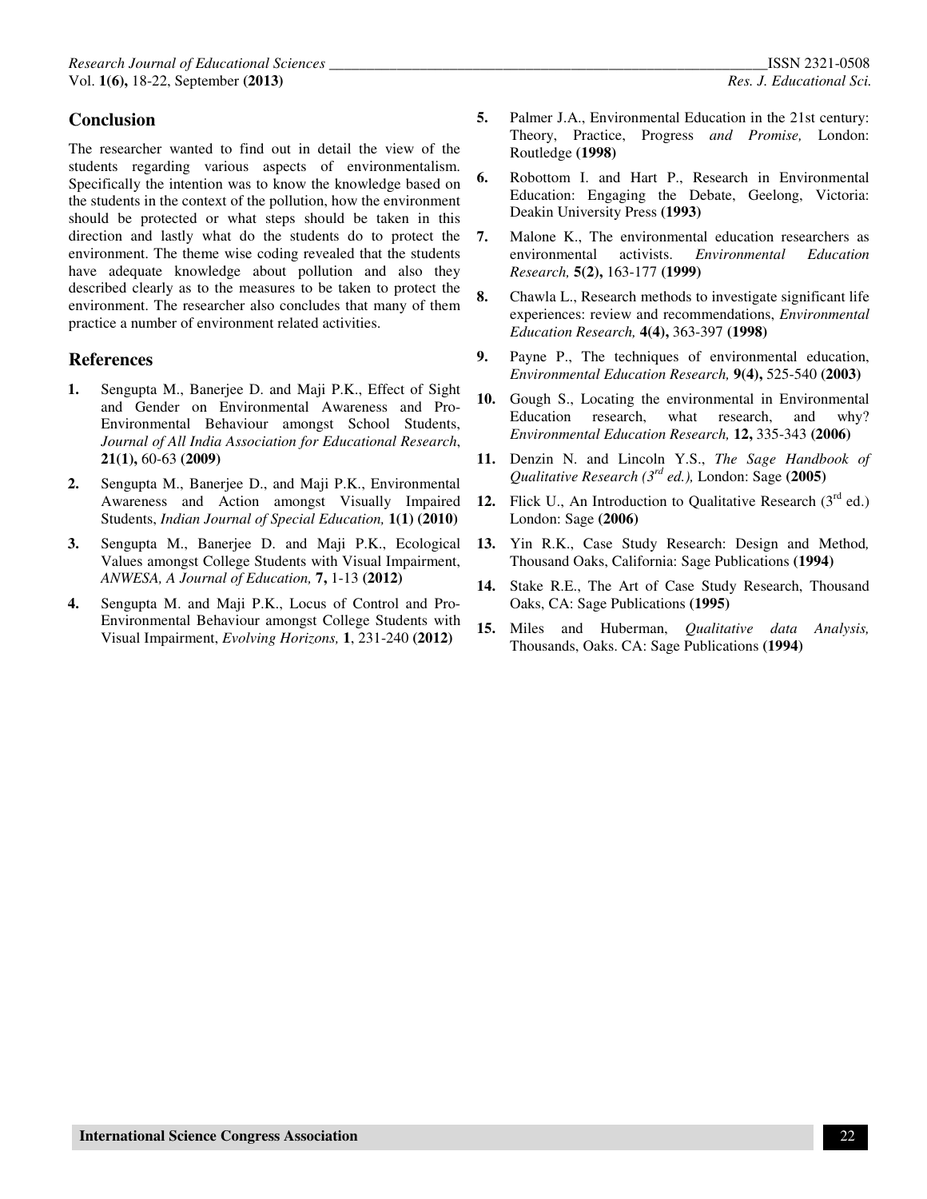## Conclusion

The researcher wanted to find out in detail the view of the students regarding various aspects of environmentalism. Specifically the intention was to know the knowledge based on the students in the context of the pollution, how the environment should be protected or what steps should be taken in this direction and lastly what do the students do to protect the environment. The theme wise coding revealed that the students have adequate knowledge about pollution and also they described clearly as to the measures to be taken to protect the environment. The researcher also concludes that many of them practice a number of environment related activities.

## References

1. Sengupta M., Banerjee D. and Maji P.K., Effect of Sight and Gender on Environmental Awareness and Pro-Environmental Behaviour amongst School Students, *Journal of All India Association for Educational Research*, **21(1),** 60-63 **(2009)**

2. Sengupta M., Banerjee D., and Maji P.K., Environmental Awareness and Action amongst Visually Impaired Students, *Indian Journal of Special Education,* **1(1)** **(2010)**

3. Sengupta M., Banerjee D. and Maji P.K., Ecological Values amongst College Students with Visual Impairment, *ANWESA, A Journal of Education,* **7,** 1-13 **(2012)**

4. Sengupta M. and Maji P.K., Locus of Control and Pro-Environmental Behaviour amongst College Students with Visual Impairment, *Evolving Horizons,* **1**, 231-240 **(2012)**

5. Palmer J.A., Environmental Education in the 21st century: Theory, Practice, Progress *and Promise,* London: Routledge **(1998)**

6. Robottom I. and Hart P., Research in Environmental Education: Engaging the Debate, Geelong, Victoria: Deakin University Press **(1993)**

7. Malone K., The environmental education researchers as environmental activists. *Environmental Education Research,* **5(2),** 163-177 **(1999)**

8. Chawla L., Research methods to investigate significant life experiences: review and recommendations, *Environmental Education Research,* **4(4),** 363-397 **(1998)**

9. Payne P., The techniques of environmental education, *Environmental Education Research,* **9(4),** 525-540 **(2003)**

10. Gough S., Locating the environmental in Environmental Education research, what research, and why? *Environmental Education Research,* **12,** 335-343 **(2006)**

11. Denzin N. and Lincoln Y.S., *The Sage Handbook of Qualitative Research (3rd ed.),* London: Sage **(2005)**

12. Flick U., An Introduction to Qualitative Research (3rd ed.) London: Sage **(2006)**

13. Yin R.K., Case Study Research: Design and Method*,* Thousand Oaks, California: Sage Publications **(1994)**

14. Stake R.E., The Art of Case Study Research, Thousand Oaks, CA: Sage Publications **(1995)**

15. Miles and Huberman, *Qualitative data Analysis,* Thousands, Oaks. CA: Sage Publications **(1994)**